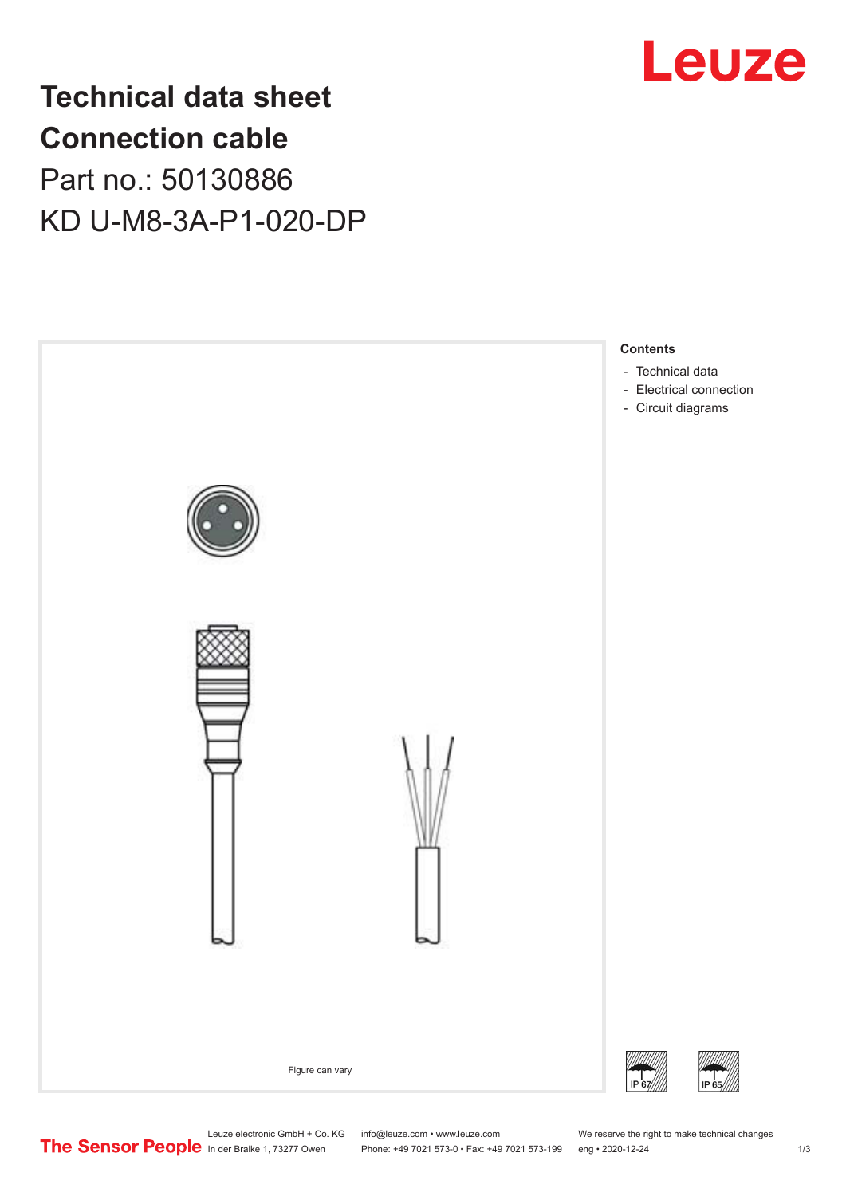Leuze

# Technical data sheet
# Connection cable

## Part no.: 50130886

## KD U-M8-3A-P1-020-DP

Figure can vary

**Contents**

- Technical data
- Electrical connection
- Circuit diagrams

IP 67

IP 65

The Sensor People

Leuze electronic GmbH + Co. KG
In der Braike 1, 73277 Owen

info@leuze.com • www.leuze.com
Phone: +49 7021 573-0 • Fax: +49 7021 573-199

We reserve the right to make technical changes
eng • 2020-12-24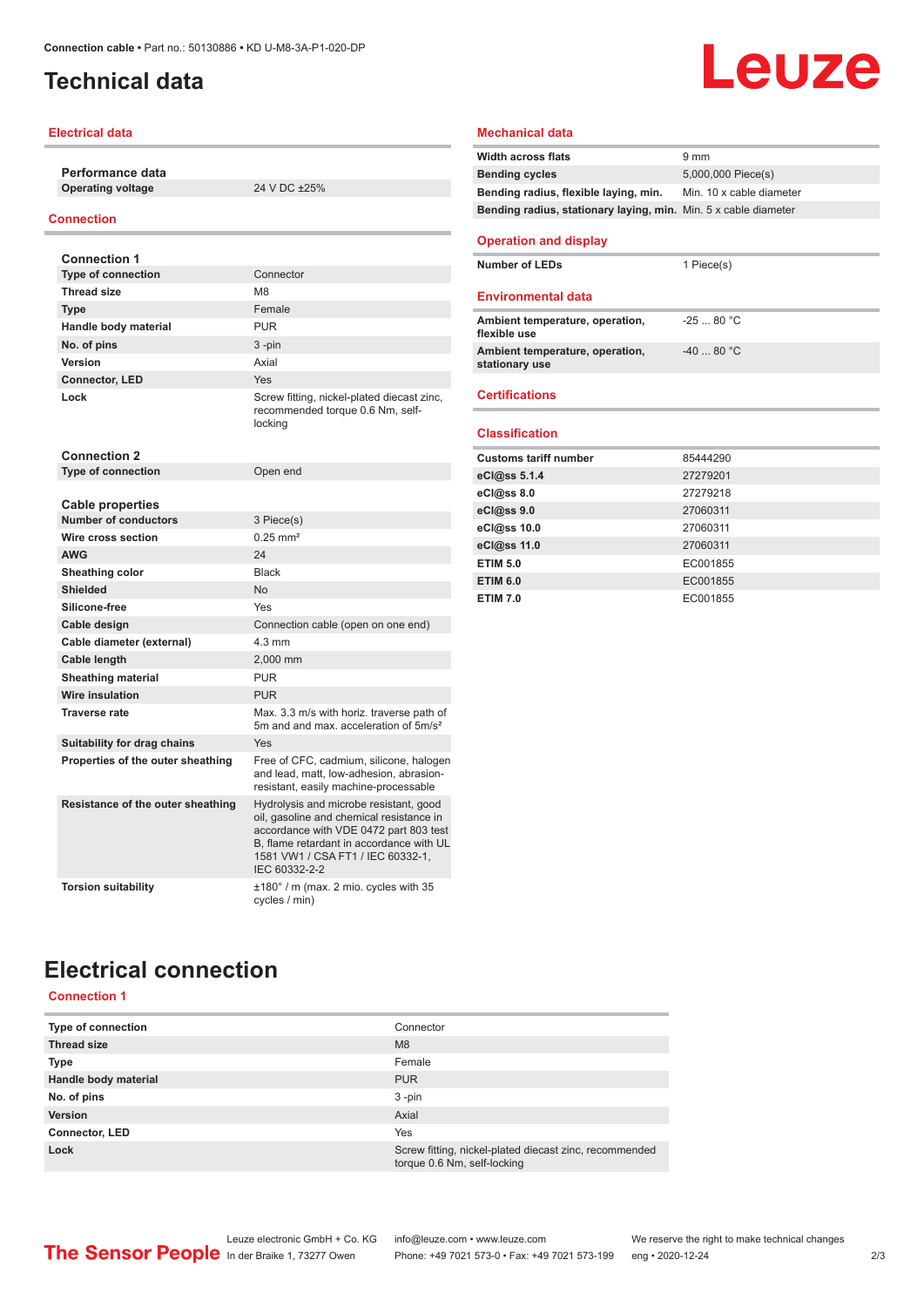# Technical data

## Electrical data

| | |
|---|---|
| **Performance data** | |
| **Operating voltage** | 24 V DC ±25% |

## Connection

| | |
|---|---|
| **Connection 1** | |
| **Type of connection** | Connector |
| **Thread size** | M8 |
| **Type** | Female |
| **Handle body material** | PUR |
| **No. of pins** | 3 -pin |
| **Version** | Axial |
| **Connector, LED** | Yes |
| **Lock** | Screw fitting, nickel-plated diecast zinc, recommended torque 0.6 Nm, self-locking |

| | |
|---|---|
| **Connection 2** | |
| **Type of connection** | Open end |

| | |
|---|---|
| **Cable properties** | |
| **Number of conductors** | 3 Piece(s) |
| **Wire cross section** | 0.25 mm² |
| **AWG** | 24 |
| **Sheathing color** | Black |
| **Shielded** | No |
| **Silicone-free** | Yes |
| **Cable design** | Connection cable (open on one end) |
| **Cable diameter (external)** | 4.3 mm |
| **Cable length** | 2,000 mm |
| **Sheathing material** | PUR |
| **Wire insulation** | PUR |
| **Traverse rate** | Max. 3.3 m/s with horiz. traverse path of 5m and and max. acceleration of 5m/s² |
| **Suitability for drag chains** | Yes |
| **Properties of the outer sheathing** | Free of CFC, cadmium, silicone, halogen and lead, matt, low-adhesion, abrasion-resistant, easily machine-processable |
| **Resistance of the outer sheathing** | Hydrolysis and microbe resistant, good oil, gasoline and chemical resistance in accordance with VDE 0472 part 803 test B, flame retardant in accordance with UL 1581 VW1 / CSA FT1 / IEC 60332-1, IEC 60332-2-2 |
| **Torsion suitability** | ±180° / m (max. 2 mio. cycles with 35 cycles / min) |

## Mechanical data

| | |
|---|---|
| **Width across flats** | 9 mm |
| **Bending cycles** | 5,000,000 Piece(s) |
| **Bending radius, flexible laying, min.** | Min. 10 x cable diameter |
| **Bending radius, stationary laying, min.** | Min. 5 x cable diameter |

## Operation and display

| | |
|---|---|
| **Number of LEDs** | 1 Piece(s) |

## Environmental data

| | |
|---|---|
| **Ambient temperature, operation, flexible use** | -25 ... 80 °C |
| **Ambient temperature, operation, stationary use** | -40 ... 80 °C |

## Certifications

## Classification

| | |
|---|---|
| **Customs tariff number** | 85444290 |
| **eCl@ss 5.1.4** | 27279201 |
| **eCl@ss 8.0** | 27279218 |
| **eCl@ss 9.0** | 27060311 |
| **eCl@ss 10.0** | 27060311 |
| **eCl@ss 11.0** | 27060311 |
| **ETIM 5.0** | EC001855 |
| **ETIM 6.0** | EC001855 |
| **ETIM 7.0** | EC001855 |

# Electrical connection

## Connection 1

| | |
|---|---|
| **Type of connection** | Connector |
| **Thread size** | M8 |
| **Type** | Female |
| **Handle body material** | PUR |
| **No. of pins** | 3 -pin |
| **Version** | Axial |
| **Connector, LED** | Yes |
| **Lock** | Screw fitting, nickel-plated diecast zinc, recommended torque 0.6 Nm, self-locking |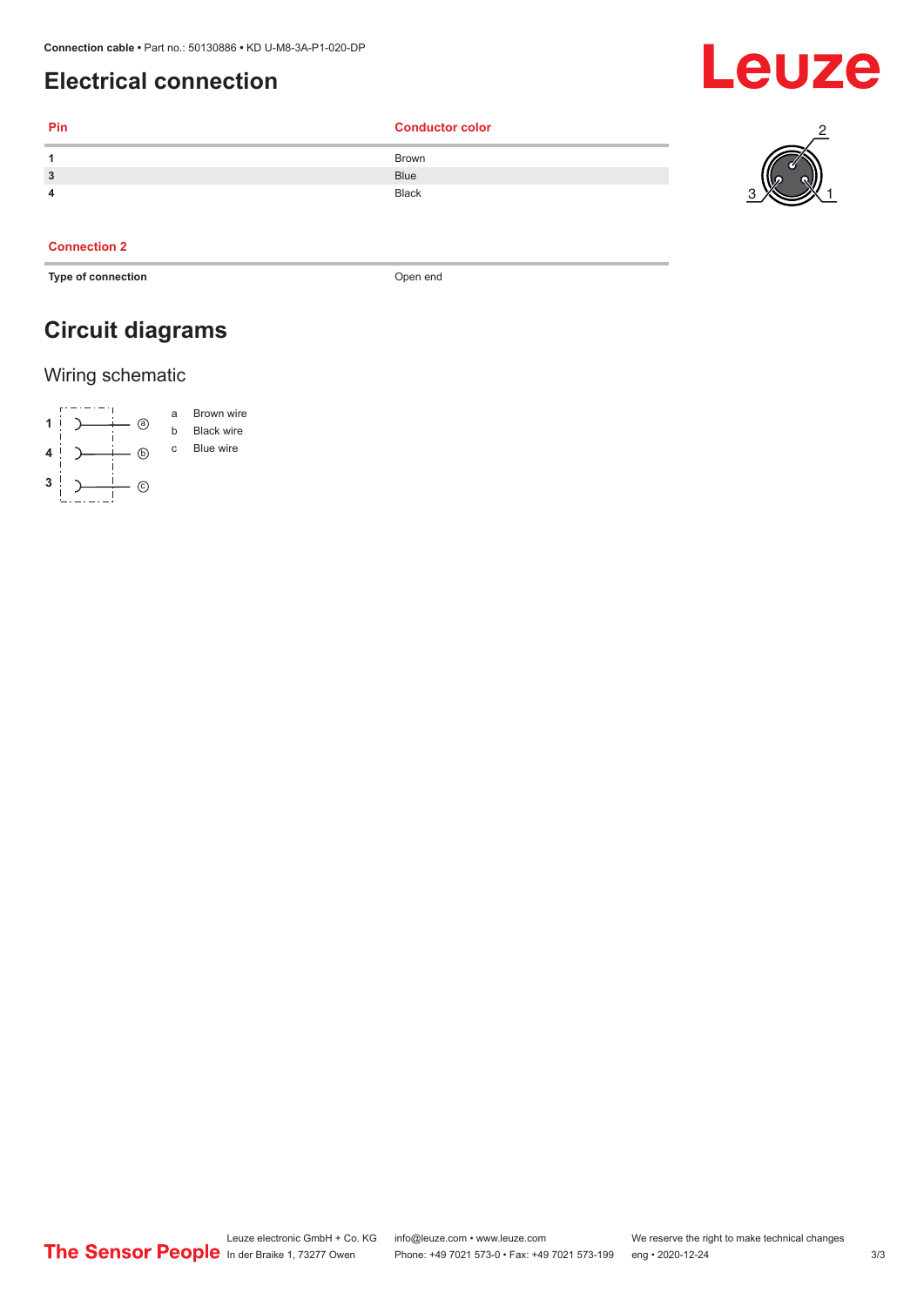## Electrical connection

| Pin | Conductor color |
| --- | --- |
| 1 | Brown |
| 3 | Blue |
| 4 | Black |

| Connection 2 | |
| --- | --- |
| Type of connection | Open end |

## Circuit diagrams

### Wiring schematic

1
4
3
a
b
c

| | |
| --- | --- |
| a | Brown wire |
| b | Black wire |
| c | Blue wire |